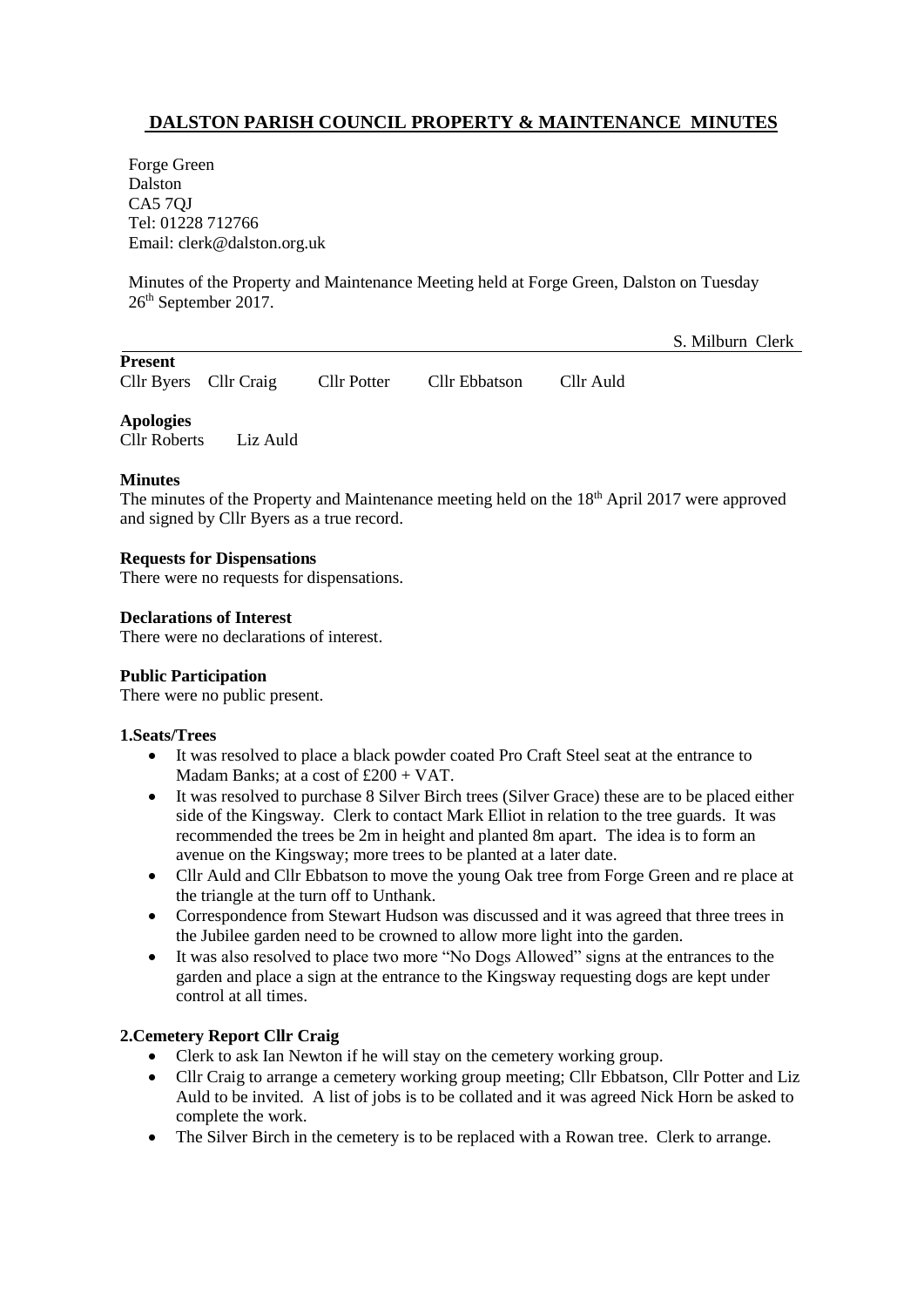# DALSTON PARISH COUNCIL PROPERTY & MAINTENANCE MINUTES

Forge Green
Dalston
CA5 7QJ
Tel: 01228 712766
Email: clerk@dalston.org.uk

Minutes of the Property and Maintenance Meeting held at Forge Green, Dalston on Tuesday 26th September 2017.

S. Milburn Clerk

**Present**

Cllr Byers Cllr Craig Cllr Potter Cllr Ebbatson Cllr Auld

**Apologies**

Cllr Roberts Liz Auld

**Minutes**

The minutes of the Property and Maintenance meeting held on the 18th April 2017 were approved and signed by Cllr Byers as a true record.

**Requests for Dispensations**

There were no requests for dispensations.

**Declarations of Interest**

There were no declarations of interest.

**Public Participation**

There were no public present.

**1.Seats/Trees**

- It was resolved to place a black powder coated Pro Craft Steel seat at the entrance to Madam Banks; at a cost of £200 + VAT.
- It was resolved to purchase 8 Silver Birch trees (Silver Grace) these are to be placed either side of the Kingsway. Clerk to contact Mark Elliot in relation to the tree guards. It was recommended the trees be 2m in height and planted 8m apart. The idea is to form an avenue on the Kingsway; more trees to be planted at a later date.
- Cllr Auld and Cllr Ebbatson to move the young Oak tree from Forge Green and re place at the triangle at the turn off to Unthank.
- Correspondence from Stewart Hudson was discussed and it was agreed that three trees in the Jubilee garden need to be crowned to allow more light into the garden.
- It was also resolved to place two more "No Dogs Allowed" signs at the entrances to the garden and place a sign at the entrance to the Kingsway requesting dogs are kept under control at all times.

**2.Cemetery Report Cllr Craig**

- Clerk to ask Ian Newton if he will stay on the cemetery working group.
- Cllr Craig to arrange a cemetery working group meeting; Cllr Ebbatson, Cllr Potter and Liz Auld to be invited. A list of jobs is to be collated and it was agreed Nick Horn be asked to complete the work.
- The Silver Birch in the cemetery is to be replaced with a Rowan tree. Clerk to arrange.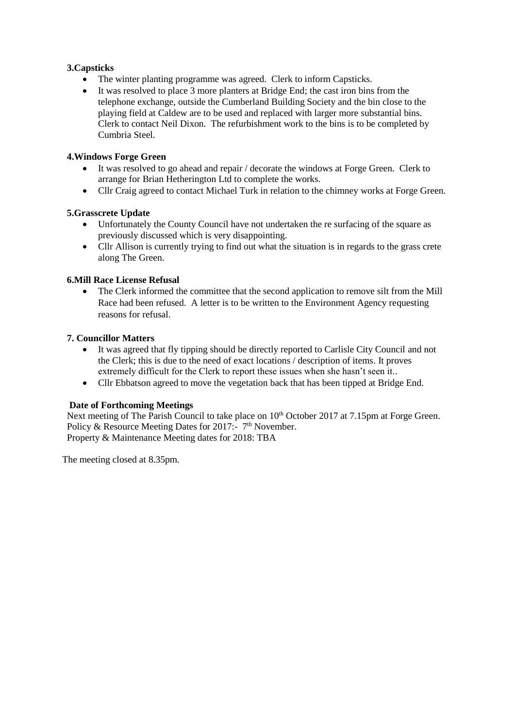**3.Capsticks**

- The winter planting programme was agreed. Clerk to inform Capsticks.
- It was resolved to place 3 more planters at Bridge End; the cast iron bins from the telephone exchange, outside the Cumberland Building Society and the bin close to the playing field at Caldew are to be used and replaced with larger more substantial bins. Clerk to contact Neil Dixon. The refurbishment work to the bins is to be completed by Cumbria Steel.

**4.Windows Forge Green**

- It was resolved to go ahead and repair / decorate the windows at Forge Green. Clerk to arrange for Brian Hetherington Ltd to complete the works.
- Cllr Craig agreed to contact Michael Turk in relation to the chimney works at Forge Green.

**5.Grasscrete Update**

- Unfortunately the County Council have not undertaken the re surfacing of the square as previously discussed which is very disappointing.
- Cllr Allison is currently trying to find out what the situation is in regards to the grass crete along The Green.

**6.Mill Race License Refusal**

- The Clerk informed the committee that the second application to remove silt from the Mill Race had been refused. A letter is to be written to the Environment Agency requesting reasons for refusal.

**7. Councillor Matters**

- It was agreed that fly tipping should be directly reported to Carlisle City Council and not the Clerk; this is due to the need of exact locations / description of items. It proves extremely difficult for the Clerk to report these issues when she hasn't seen it..
- Cllr Ebbatson agreed to move the vegetation back that has been tipped at Bridge End.

**Date of Forthcoming Meetings**

Next meeting of The Parish Council to take place on 10th October 2017 at 7.15pm at Forge Green.
Policy & Resource Meeting Dates for 2017:- 7th November.
Property & Maintenance Meeting dates for 2018: TBA

The meeting closed at 8.35pm.